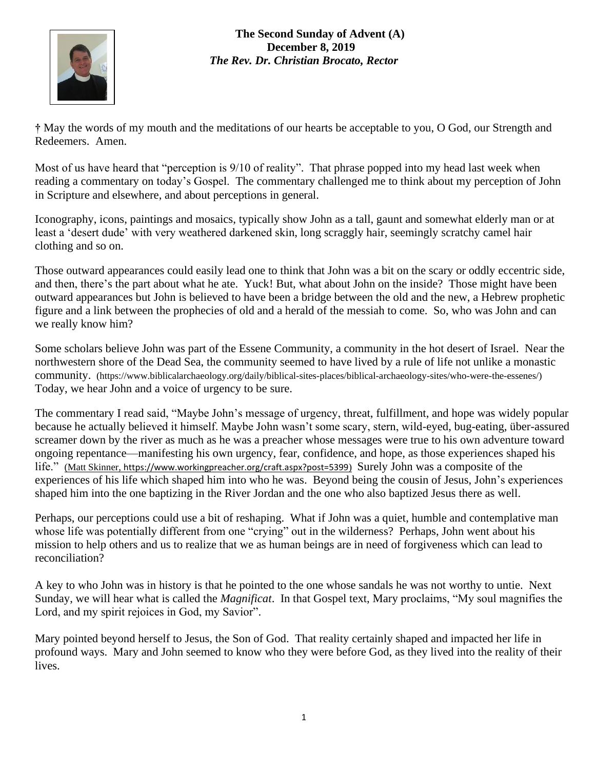**The Second Sunday of Advent (A)**
**December 8, 2019**
***The Rev. Dr. Christian Brocato, Rector***

**†** May the words of my mouth and the meditations of our hearts be acceptable to you, O God, our Strength and Redeemers. Amen.

Most of us have heard that "perception is 9/10 of reality". That phrase popped into my head last week when reading a commentary on today's Gospel. The commentary challenged me to think about my perception of John in Scripture and elsewhere, and about perceptions in general.

Iconography, icons, paintings and mosaics, typically show John as a tall, gaunt and somewhat elderly man or at least a 'desert dude' with very weathered darkened skin, long scraggly hair, seemingly scratchy camel hair clothing and so on.

Those outward appearances could easily lead one to think that John was a bit on the scary or oddly eccentric side, and then, there's the part about what he ate. Yuck! But, what about John on the inside? Those might have been outward appearances but John is believed to have been a bridge between the old and the new, a Hebrew prophetic figure and a link between the prophecies of old and a herald of the messiah to come. So, who was John and can we really know him?

Some scholars believe John was part of the Essene Community, a community in the hot desert of Israel. Near the northwestern shore of the Dead Sea, the community seemed to have lived by a rule of life not unlike a monastic community. (https://www.biblicalarchaeology.org/daily/biblical-sites-places/biblical-archaeology-sites/who-were-the-essenes/) Today, we hear John and a voice of urgency to be sure.

The commentary I read said, "Maybe John's message of urgency, threat, fulfillment, and hope was widely popular because he actually believed it himself. Maybe John wasn't some scary, stern, wild-eyed, bug-eating, über-assured screamer down by the river as much as he was a preacher whose messages were true to his own adventure toward ongoing repentance—manifesting his own urgency, fear, confidence, and hope, as those experiences shaped his life." (Matt Skinner, https://www.workingpreacher.org/craft.aspx?post=5399) Surely John was a composite of the experiences of his life which shaped him into who he was. Beyond being the cousin of Jesus, John's experiences shaped him into the one baptizing in the River Jordan and the one who also baptized Jesus there as well.

Perhaps, our perceptions could use a bit of reshaping. What if John was a quiet, humble and contemplative man whose life was potentially different from one "crying" out in the wilderness? Perhaps, John went about his mission to help others and us to realize that we as human beings are in need of forgiveness which can lead to reconciliation?

A key to who John was in history is that he pointed to the one whose sandals he was not worthy to untie. Next Sunday, we will hear what is called the *Magnificat*. In that Gospel text, Mary proclaims, "My soul magnifies the Lord, and my spirit rejoices in God, my Savior".

Mary pointed beyond herself to Jesus, the Son of God. That reality certainly shaped and impacted her life in profound ways. Mary and John seemed to know who they were before God, as they lived into the reality of their lives.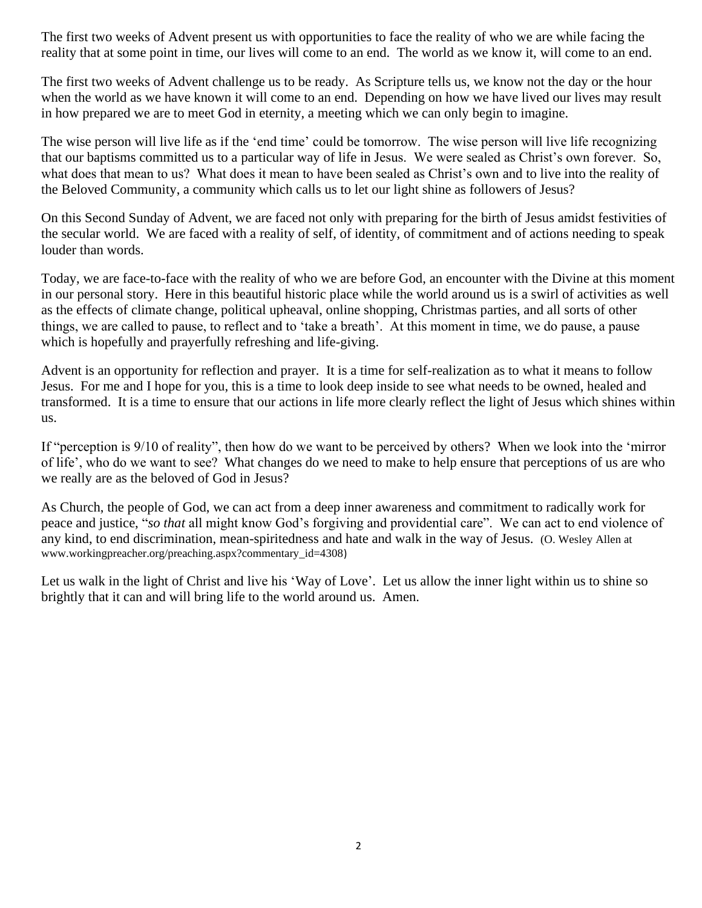The first two weeks of Advent present us with opportunities to face the reality of who we are while facing the reality that at some point in time, our lives will come to an end. The world as we know it, will come to an end.

The first two weeks of Advent challenge us to be ready. As Scripture tells us, we know not the day or the hour when the world as we have known it will come to an end. Depending on how we have lived our lives may result in how prepared we are to meet God in eternity, a meeting which we can only begin to imagine.

The wise person will live life as if the 'end time' could be tomorrow. The wise person will live life recognizing that our baptisms committed us to a particular way of life in Jesus. We were sealed as Christ's own forever. So, what does that mean to us? What does it mean to have been sealed as Christ's own and to live into the reality of the Beloved Community, a community which calls us to let our light shine as followers of Jesus?

On this Second Sunday of Advent, we are faced not only with preparing for the birth of Jesus amidst festivities of the secular world. We are faced with a reality of self, of identity, of commitment and of actions needing to speak louder than words.

Today, we are face-to-face with the reality of who we are before God, an encounter with the Divine at this moment in our personal story. Here in this beautiful historic place while the world around us is a swirl of activities as well as the effects of climate change, political upheaval, online shopping, Christmas parties, and all sorts of other things, we are called to pause, to reflect and to 'take a breath'. At this moment in time, we do pause, a pause which is hopefully and prayerfully refreshing and life-giving.

Advent is an opportunity for reflection and prayer. It is a time for self-realization as to what it means to follow Jesus. For me and I hope for you, this is a time to look deep inside to see what needs to be owned, healed and transformed. It is a time to ensure that our actions in life more clearly reflect the light of Jesus which shines within us.

If "perception is 9/10 of reality", then how do we want to be perceived by others? When we look into the 'mirror of life', who do we want to see? What changes do we need to make to help ensure that perceptions of us are who we really are as the beloved of God in Jesus?

As Church, the people of God, we can act from a deep inner awareness and commitment to radically work for peace and justice, "*so that* all might know God's forgiving and providential care". We can act to end violence of any kind, to end discrimination, mean-spiritedness and hate and walk in the way of Jesus. (O. Wesley Allen at www.workingpreacher.org/preaching.aspx?commentary_id=4308)

Let us walk in the light of Christ and live his 'Way of Love'. Let us allow the inner light within us to shine so brightly that it can and will bring life to the world around us. Amen.